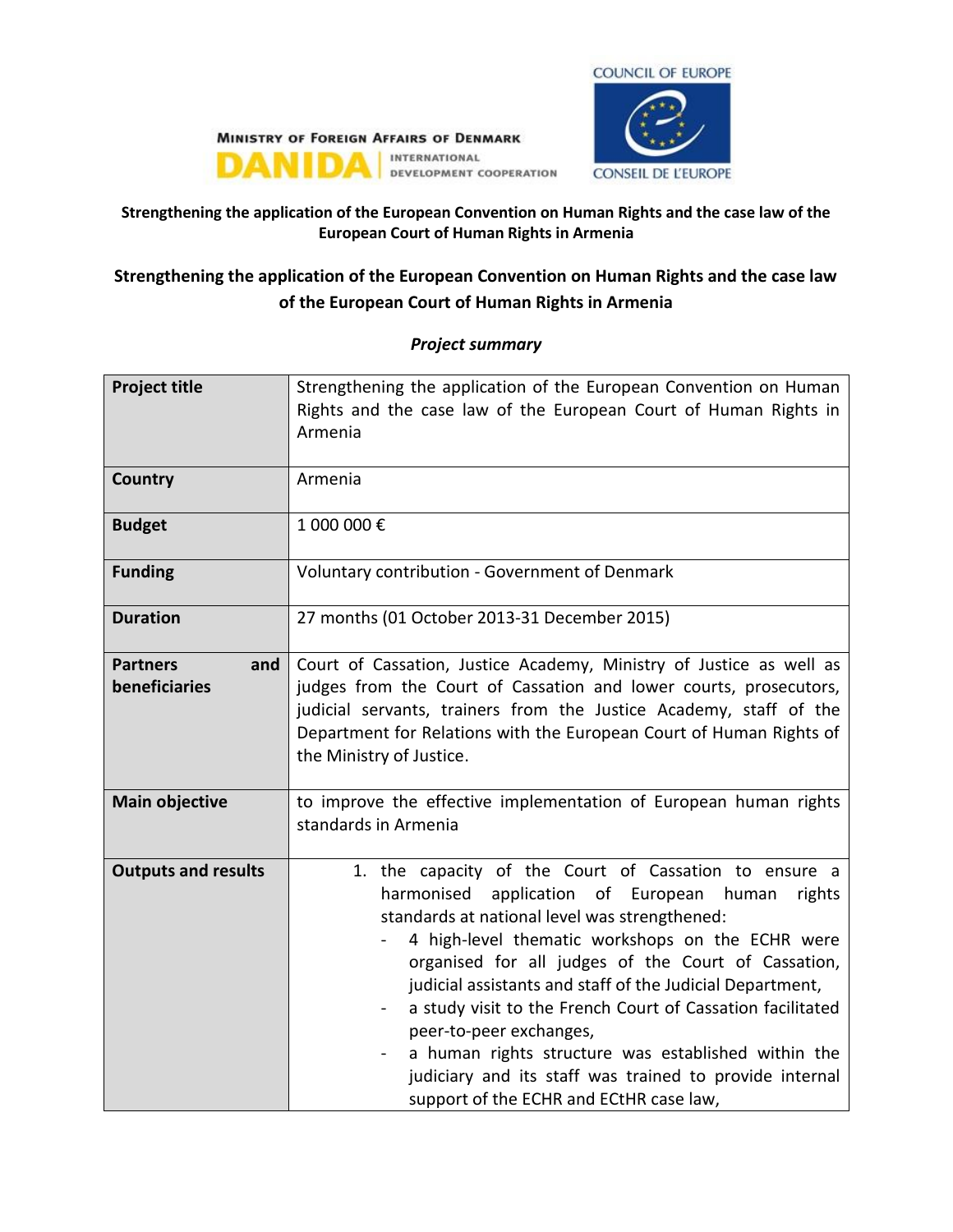MINISTRY OF FOREIGN AFFAIRS OF DENMARK

DANIDA | INTERNATIONAL DEVELOPMENT COOPERATION

COUNCIL OF EUROPE

CONSEIL DE L'EUROPE

**Strengthening the application of the European Convention on Human Rights and the case law of the European Court of Human Rights in Armenia**

## Strengthening the application of the European Convention on Human Rights and the case law of the European Court of Human Rights in Armenia

***Project summary***

| **Project title** | Strengthening the application of the European Convention on Human Rights and the case law of the European Court of Human Rights in Armenia |
|---|---|
| **Country** | Armenia |
| **Budget** | 1 000 000 € |
| **Funding** | Voluntary contribution - Government of Denmark |
| **Duration** | 27 months (01 October 2013-31 December 2015) |
| **Partners and beneficiaries** | Court of Cassation, Justice Academy, Ministry of Justice as well as judges from the Court of Cassation and lower courts, prosecutors, judicial servants, trainers from the Justice Academy, staff of the Department for Relations with the European Court of Human Rights of the Ministry of Justice. |
| **Main objective** | to improve the effective implementation of European human rights standards in Armenia |
| **Outputs and results** | 1. the capacity of the Court of Cassation to ensure a harmonised application of European human rights standards at national level was strengthened:<br>- 4 high-level thematic workshops on the ECHR were organised for all judges of the Court of Cassation, judicial assistants and staff of the Judicial Department,<br>- a study visit to the French Court of Cassation facilitated peer-to-peer exchanges,<br>- a human rights structure was established within the judiciary and its staff was trained to provide internal support of the ECHR and ECtHR case law, |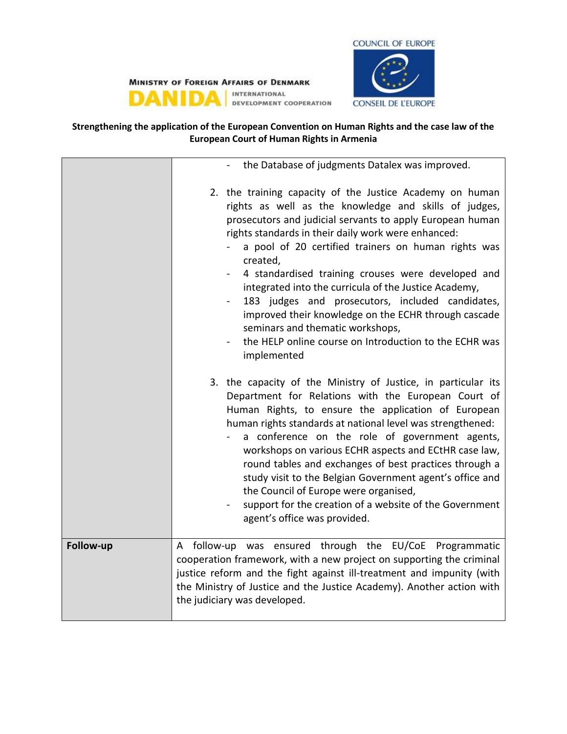**Strengthening the application of the European Convention on Human Rights and the case law of the European Court of Human Rights in Armenia**

| | |
|---|---|
| | - the Database of judgments Datalex was improved.<br><br>2. the training capacity of the Justice Academy on human rights as well as the knowledge and skills of judges, prosecutors and judicial servants to apply European human rights standards in their daily work were enhanced:<br>- a pool of 20 certified trainers on human rights was created,<br>- 4 standardised training crouses were developed and integrated into the curricula of the Justice Academy,<br>- 183 judges and prosecutors, included candidates, improved their knowledge on the ECHR through cascade seminars and thematic workshops,<br>- the HELP online course on Introduction to the ECHR was implemented<br><br>3. the capacity of the Ministry of Justice, in particular its Department for Relations with the European Court of Human Rights, to ensure the application of European human rights standards at national level was strengthened:<br>- a conference on the role of government agents, workshops on various ECHR aspects and ECtHR case law, round tables and exchanges of best practices through a study visit to the Belgian Government agent's office and the Council of Europe were organised,<br>- support for the creation of a website of the Government agent's office was provided. |
| **Follow-up** | A follow-up was ensured through the EU/CoE Programmatic cooperation framework, with a new project on supporting the criminal justice reform and the fight against ill-treatment and impunity (with the Ministry of Justice and the Justice Academy). Another action with the judiciary was developed. |